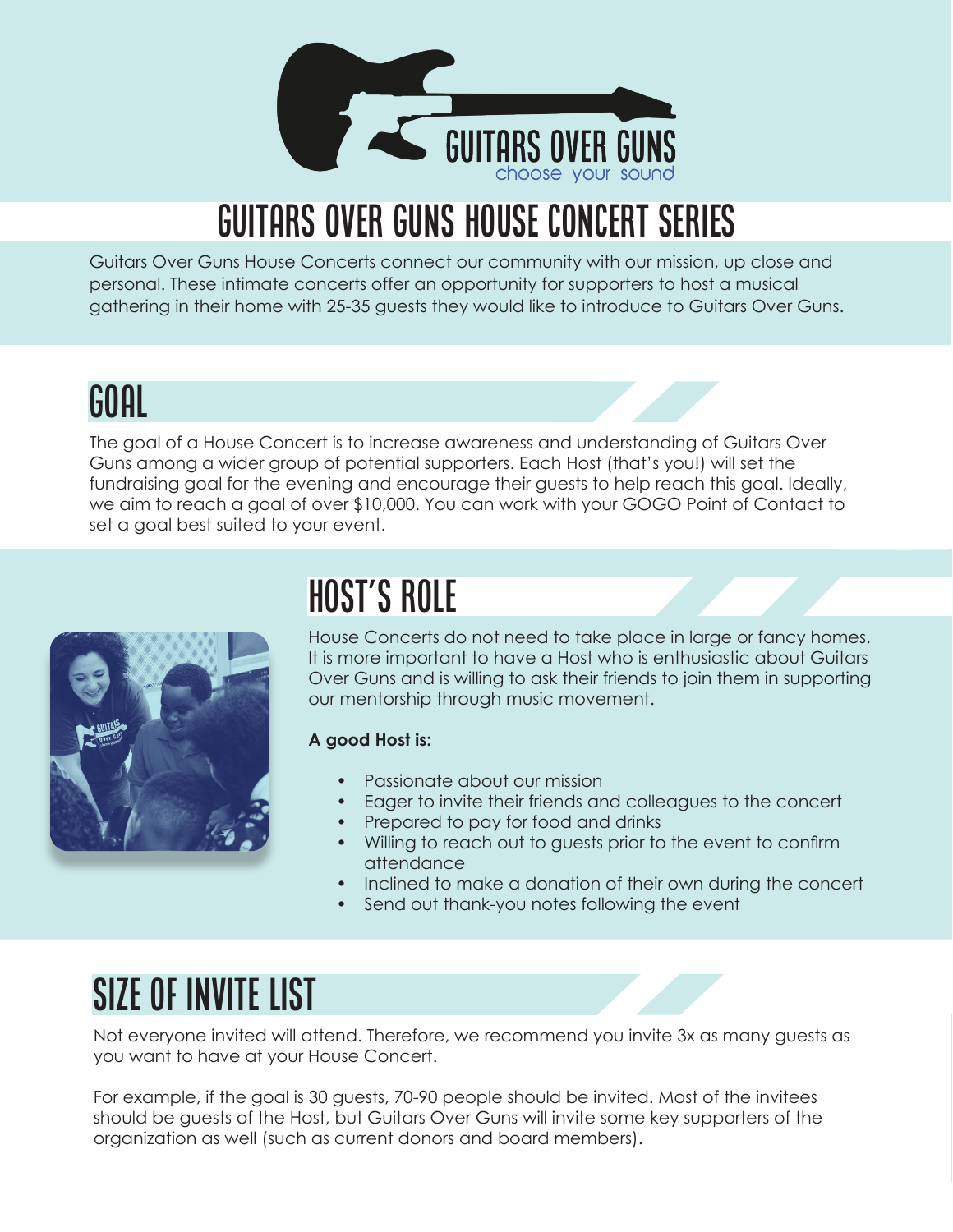GUITARS OVER GUNS

choose your sound

# GUITARS OVER GUNS HOUSE CONCERT SERIES

Guitars Over Guns House Concerts connect our community with our mission, up close and personal. These intimate concerts offer an opportunity for supporters to host a musical gathering in their home with 25-35 guests they would like to introduce to Guitars Over Guns.

## GOAL

The goal of a House Concert is to increase awareness and understanding of Guitars Over Guns among a wider group of potential supporters. Each Host (that's you!) will set the fundraising goal for the evening and encourage their guests to help reach this goal. Ideally, we aim to reach a goal of over $10,000. You can work with your GOGO Point of Contact to set a goal best suited to your event.

## HOST'S ROLE

House Concerts do not need to take place in large or fancy homes. It is more important to have a Host who is enthusiastic about Guitars Over Guns and is willing to ask their friends to join them in supporting our mentorship through music movement.

**A good Host is:**

- Passionate about our mission
- Eager to invite their friends and colleagues to the concert
- Prepared to pay for food and drinks
- Willing to reach out to guests prior to the event to confirm attendance
- Inclined to make a donation of their own during the concert
- Send out thank-you notes following the event

## SIZE OF INVITE LIST

Not everyone invited will attend. Therefore, we recommend you invite 3x as many guests as you want to have at your House Concert.

For example, if the goal is 30 guests, 70-90 people should be invited. Most of the invitees should be guests of the Host, but Guitars Over Guns will invite some key supporters of the organization as well (such as current donors and board members).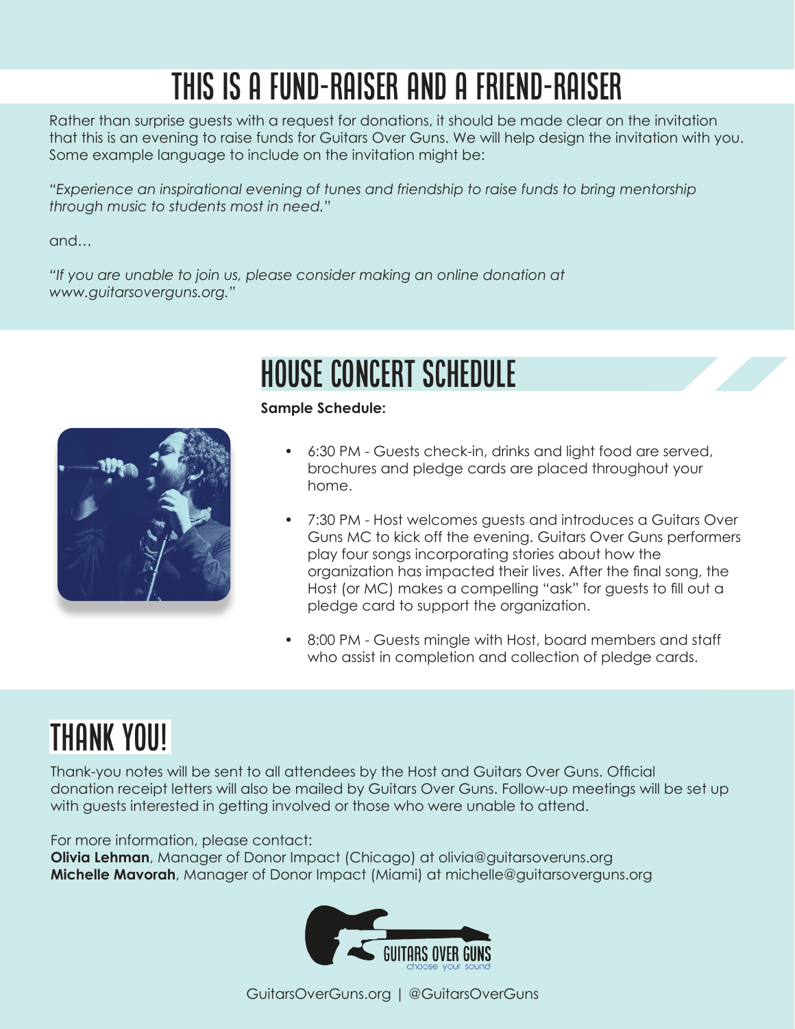# THIS IS A FUND-RAISER AND A FRIEND-RAISER

Rather than surprise guests with a request for donations, it should be made clear on the invitation that this is an evening to raise funds for Guitars Over Guns. We will help design the invitation with you. Some example language to include on the invitation might be:

*"Experience an inspirational evening of tunes and friendship to raise funds to bring mentorship through music to students most in need."*

and…

*"If you are unable to join us, please consider making an online donation at www.guitarsoverguns.org."*

# HOUSE CONCERT SCHEDULE

**Sample Schedule:**

- 6:30 PM - Guests check-in, drinks and light food are served, brochures and pledge cards are placed throughout your home.
- 7:30 PM - Host welcomes guests and introduces a Guitars Over Guns MC to kick off the evening. Guitars Over Guns performers play four songs incorporating stories about how the organization has impacted their lives. After the final song, the Host (or MC) makes a compelling "ask" for guests to fill out a pledge card to support the organization.
- 8:00 PM - Guests mingle with Host, board members and staff who assist in completion and collection of pledge cards.

# THANK YOU!

Thank-you notes will be sent to all attendees by the Host and Guitars Over Guns. Official donation receipt letters will also be mailed by Guitars Over Guns. Follow-up meetings will be set up with guests interested in getting involved or those who were unable to attend.

For more information, please contact:
**Olivia Lehman**, Manager of Donor Impact (Chicago) at olivia@guitarsoveruns.org
**Michelle Mavorah**, Manager of Donor Impact (Miami) at michelle@guitarsoverguns.org

GUITARS OVER GUNS
choose your sound

GuitarsOverGuns.org | @GuitarsOverGuns